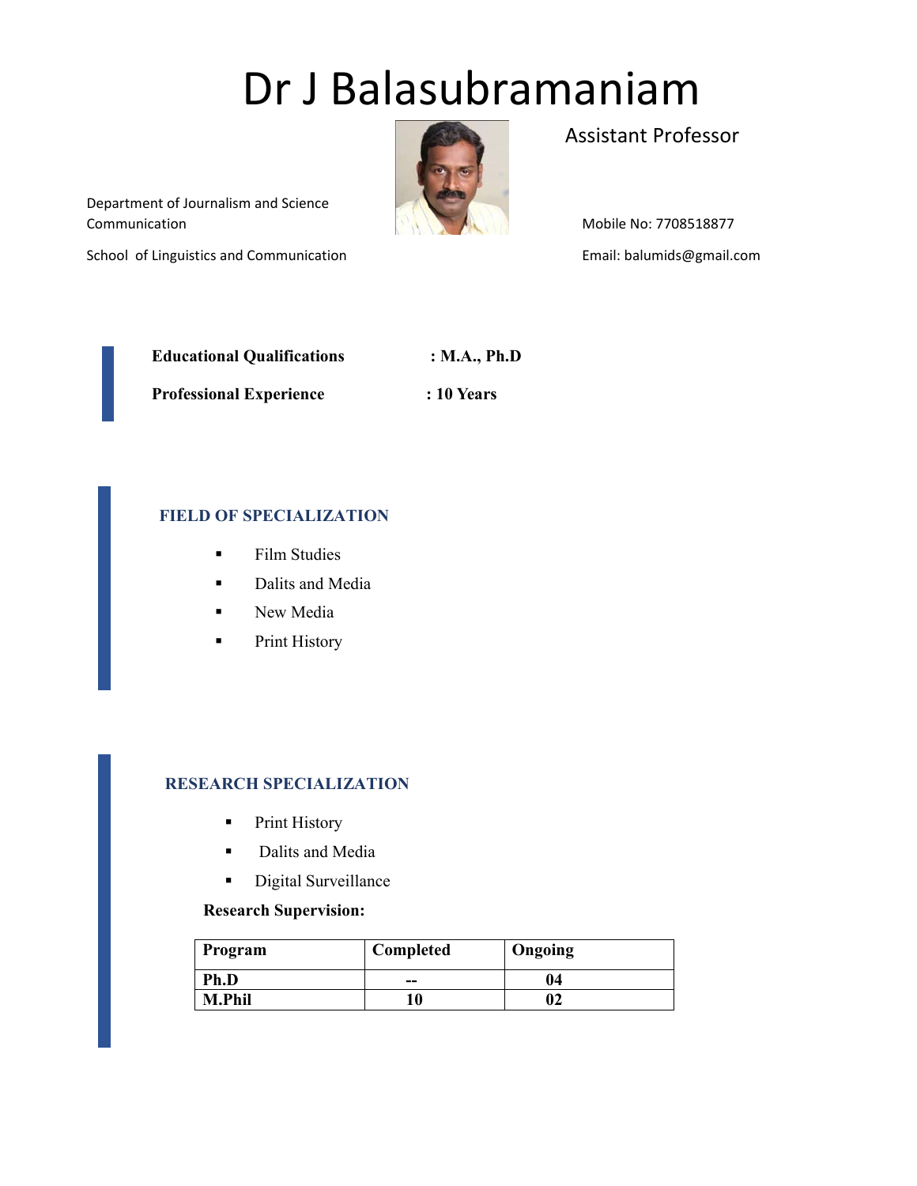# Dr J Balasubramaniam

Assistant Professor

Department of Journalism and Science Communication

School of Linguistics and Communication

Mobile No: 7708518877

Email: balumids@gmail.com

**Educational Qualifications : M.A., Ph.D**

**Professional Experience : 10 Years**

## FIELD OF SPECIALIZATION

- Film Studies
- Dalits and Media
- New Media
- Print History

## RESEARCH SPECIALIZATION

- Print History
- Dalits and Media
- Digital Surveillance

**Research Supervision:**

| Program | Completed | Ongoing |
|---|---|---|
| Ph.D | -- | 04 |
| M.Phil | 10 | 02 |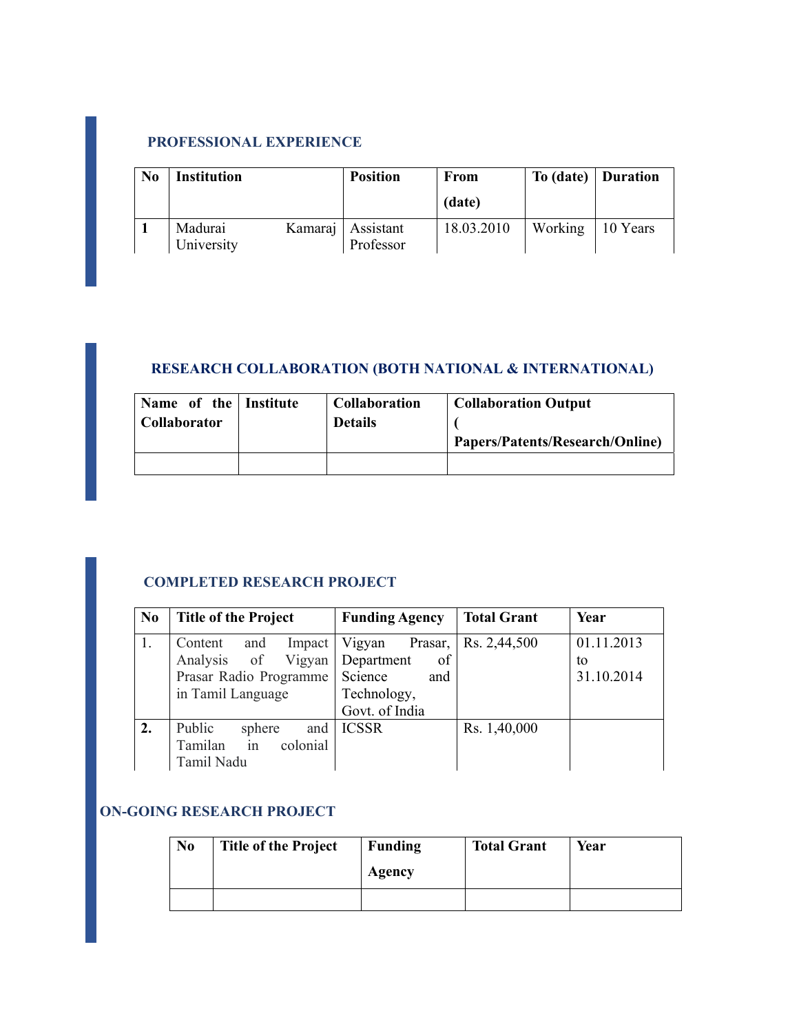## PROFESSIONAL EXPERIENCE

| No | Institution | Position | From (date) | To (date) | Duration |
|---|---|---|---|---|---|
| 1 | Madurai Kamaraj University | Assistant Professor | 18.03.2010 | Working | 10 Years |

## RESEARCH COLLABORATION (BOTH NATIONAL & INTERNATIONAL)

| Name of the Collaborator | Institute | Collaboration Details | Collaboration Output ( Papers/Patents/Research/Online) |
|---|---|---|---|
| | | | |

## COMPLETED RESEARCH PROJECT

| No | Title of the Project | Funding Agency | Total Grant | Year |
|---|---|---|---|---|
| 1. | Content and Impact Analysis of Vigyan Prasar Radio Programme in Tamil Language | Vigyan Prasar, Department of Science and Technology, Govt. of India | Rs. 2,44,500 | 01.11.2013 to 31.10.2014 |
| 2. | Public sphere and Tamilan in colonial Tamil Nadu | ICSSR | Rs. 1,40,000 | |

## ON-GOING RESEARCH PROJECT

| No | Title of the Project | Funding Agency | Total Grant | Year |
|---|---|---|---|---|
| | | | | |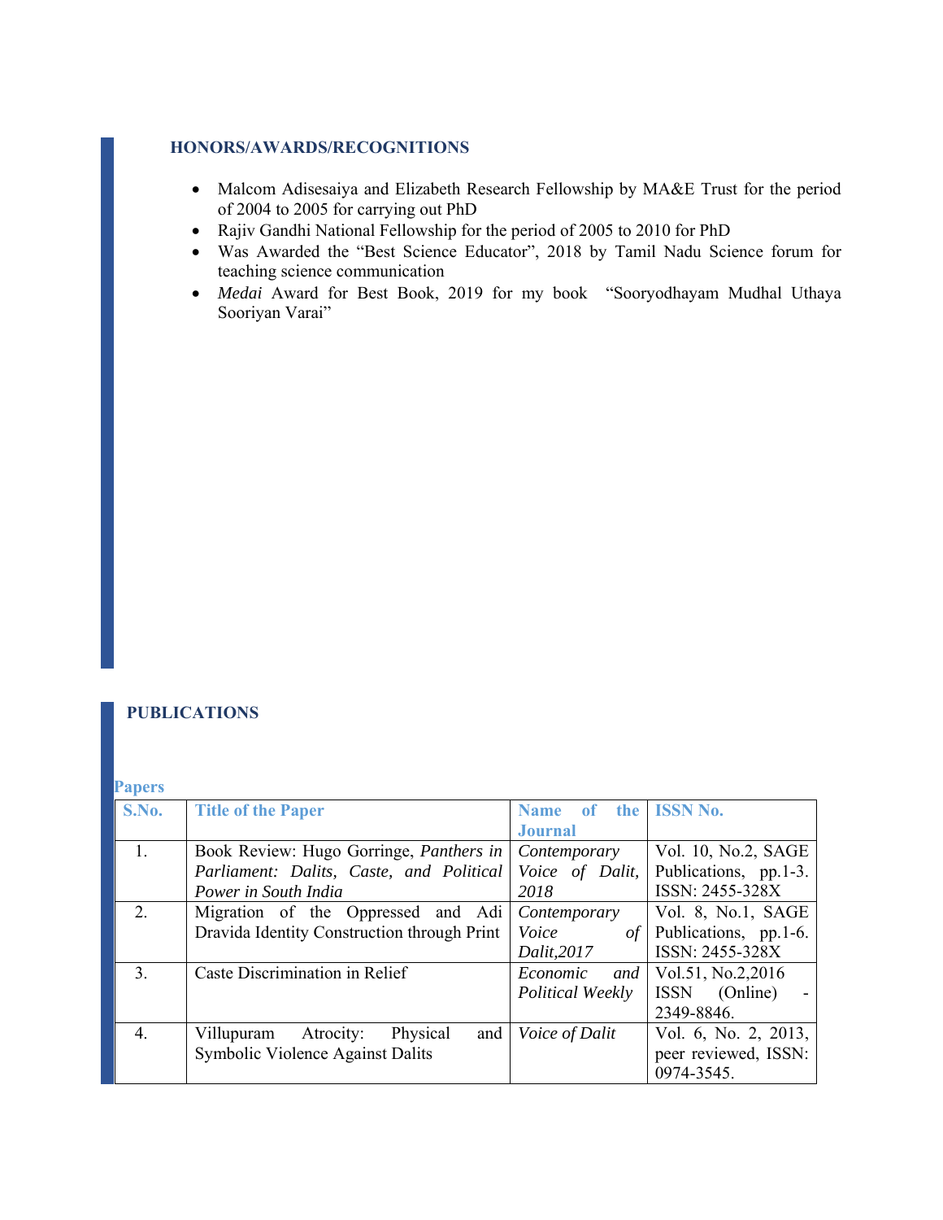## HONORS/AWARDS/RECOGNITIONS

- Malcom Adisesaiya and Elizabeth Research Fellowship by MA&E Trust for the period of 2004 to 2005 for carrying out PhD
- Rajiv Gandhi National Fellowship for the period of 2005 to 2010 for PhD
- Was Awarded the "Best Science Educator", 2018 by Tamil Nadu Science forum for teaching science communication
- *Medai* Award for Best Book, 2019 for my book "Sooryodhayam Mudhal Uthaya Sooriyan Varai"

## PUBLICATIONS

### Papers

| S.No. | Title of the Paper | Name of the Journal | ISSN No. |
|---|---|---|---|
| 1. | Book Review: Hugo Gorringe, *Panthers in Parliament: Dalits, Caste, and Political Power in South India* | *Contemporary Voice of Dalit, 2018* | Vol. 10, No.2, SAGE Publications, pp.1-3. ISSN: 2455-328X |
| 2. | Migration of the Oppressed and Adi Dravida Identity Construction through Print | *Contemporary Voice of Dalit,2017* | Vol. 8, No.1, SAGE Publications, pp.1-6. ISSN: 2455-328X |
| 3. | Caste Discrimination in Relief | *Economic and Political Weekly* | Vol.51, No.2,2016 ISSN (Online) - 2349-8846. |
| 4. | Villupuram Atrocity: Physical and Symbolic Violence Against Dalits | *Voice of Dalit* | Vol. 6, No. 2, 2013, peer reviewed, ISSN: 0974-3545. |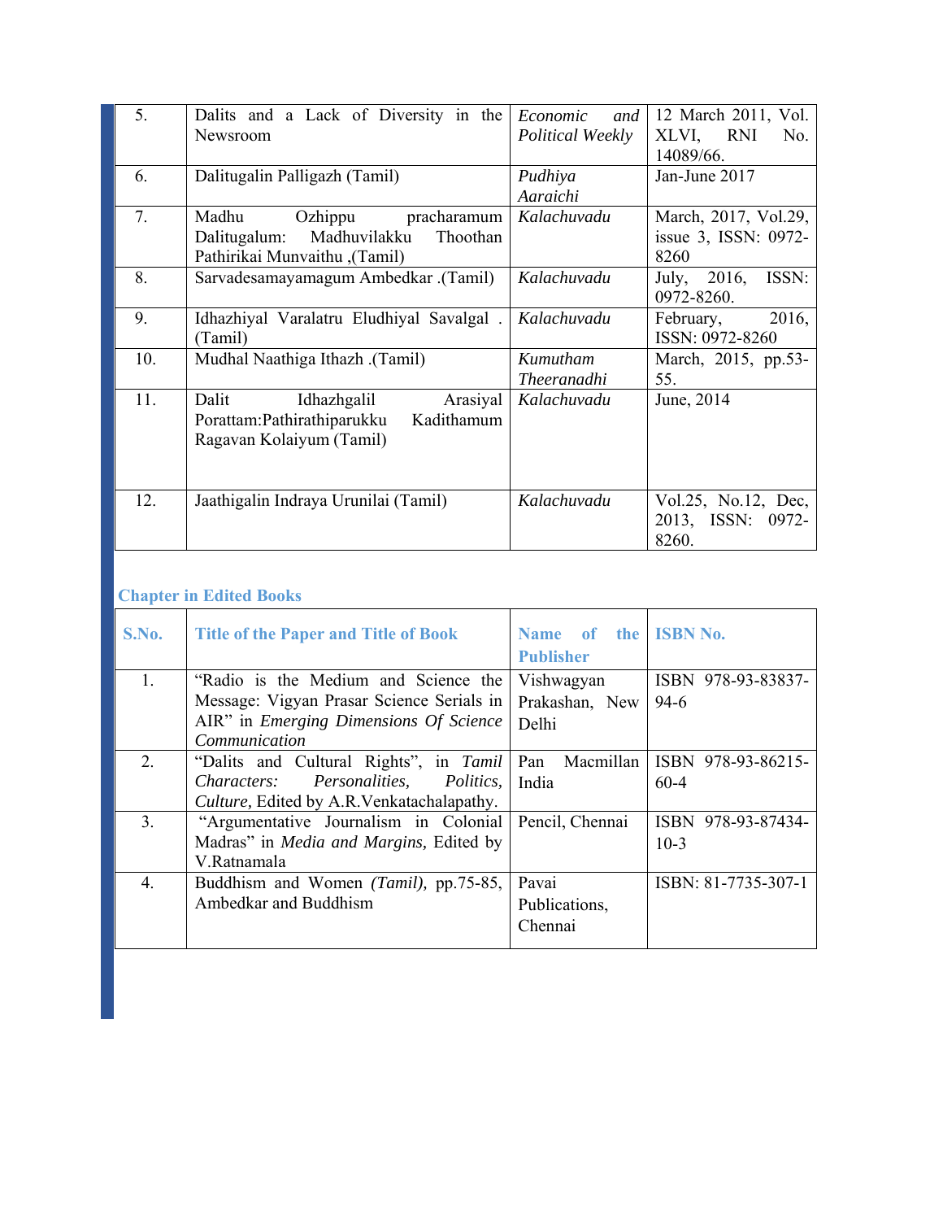| | | | |
|---|---|---|---|
| 5. | Dalits and a Lack of Diversity in the Newsroom | *Economic and Political Weekly* | 12 March 2011, Vol. XLVI, RNI No. 14089/66. |
| 6. | Dalitugalin Palligazh (Tamil) | *Pudhiya Aaraichi* | Jan-June 2017 |
| 7. | Madhu Ozhippu pracharamum Dalitugalum: Madhuvilakku Thoothan Pathirikai Munvaithu ,(Tamil) | *Kalachuvadu* | March, 2017, Vol.29, issue 3, ISSN: 0972-8260 |
| 8. | Sarvadesamayamagum Ambedkar .(Tamil) | *Kalachuvadu* | July, 2016, ISSN: 0972-8260. |
| 9. | Idhazhiyal Varalatru Eludhiyal Savalgal .(Tamil) | *Kalachuvadu* | February, 2016, ISSN: 0972-8260 |
| 10. | Mudhal Naathiga Ithazh .(Tamil) | *Kumutham Theeranadhi* | March, 2015, pp.53-55. |
| 11. | Dalit Idhazhgalil Arasiyal Porattam:Pathirathiparukku Kadithamum Ragavan Kolaiyum (Tamil) | *Kalachuvadu* | June, 2014 |
| 12. | Jaathigalin Indraya Urunilai (Tamil) | *Kalachuvadu* | Vol.25, No.12, Dec, 2013, ISSN: 0972-8260. |

### Chapter in Edited Books

| S.No. | Title of the Paper and Title of Book | Name of the Publisher | ISBN No. |
|---|---|---|---|
| 1. | "Radio is the Medium and Science the Message: Vigyan Prasar Science Serials in AIR" in *Emerging Dimensions Of Science Communication* | Vishwagyan Prakashan, New Delhi | ISBN 978-93-83837-94-6 |
| 2. | "Dalits and Cultural Rights", in *Tamil Characters: Personalities, Politics, Culture,* Edited by A.R.Venkatachalapathy. | Pan Macmillan India | ISBN 978-93-86215-60-4 |
| 3. | "Argumentative Journalism in Colonial Madras" in *Media and Margins,* Edited by V.Ratnamala | Pencil, Chennai | ISBN 978-93-87434-10-3 |
| 4. | Buddhism and Women *(Tamil),* pp.75-85, Ambedkar and Buddhism | Pavai Publications, Chennai | ISBN: 81-7735-307-1 |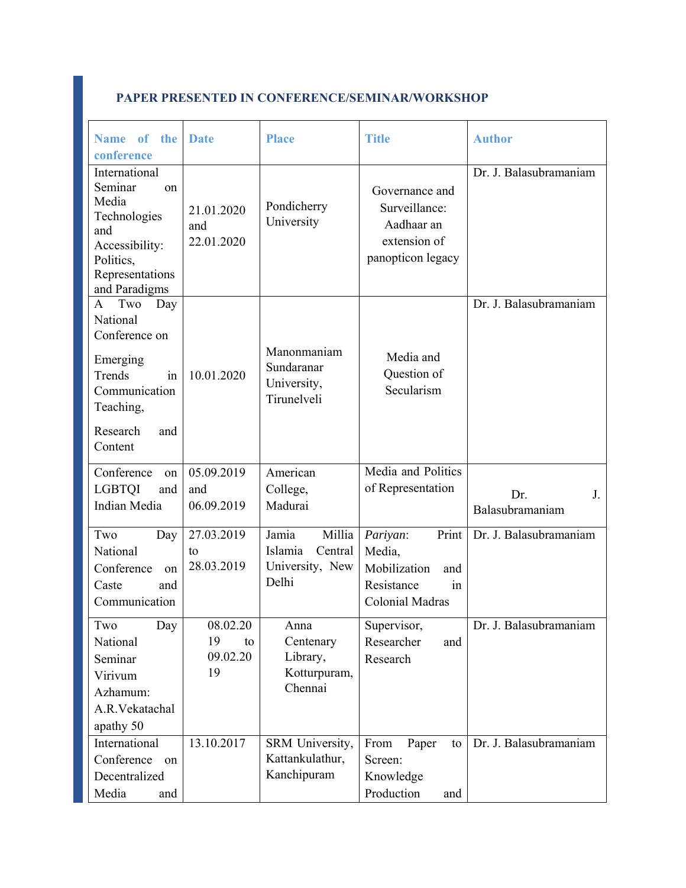## PAPER PRESENTED IN CONFERENCE/SEMINAR/WORKSHOP

| Name of the conference | Date | Place | Title | Author |
|---|---|---|---|---|
| International Seminar on Media Technologies and Accessibility: Politics, Representations and Paradigms | 21.01.2020 and 22.01.2020 | Pondicherry University | Governance and Surveillance: Aadhaar an extension of panopticon legacy | Dr. J. Balasubramaniam |
| A Two Day National Conference on Emerging Trends in Communication Teaching, Research and Content | 10.01.2020 | Manonmaniam Sundaranar University, Tirunelveli | Media and Question of Secularism | Dr. J. Balasubramaniam |
| Conference on LGBTQI and Indian Media | 05.09.2019 and 06.09.2019 | American College, Madurai | Media and Politics of Representation | Dr. J. Balasubramaniam |
| Two Day National Conference on Caste and Communication | 27.03.2019 to 28.03.2019 | Jamia Millia Islamia Central University, New Delhi | *Pariyan*: Print Media, Mobilization and Resistance in Colonial Madras | Dr. J. Balasubramaniam |
| Two Day National Seminar Virivum Azhamum: A.R.Vekatachalapathy 50 | 08.02.2019 to 09.02.2019 | Anna Centenary Library, Kotturpuram, Chennai | Supervisor, Researcher and Research | Dr. J. Balasubramaniam |
| International Conference on Decentralized Media and | 13.10.2017 | SRM University, Kattankulathur, Kanchipuram | From Paper to Screen: Knowledge Production and | Dr. J. Balasubramaniam |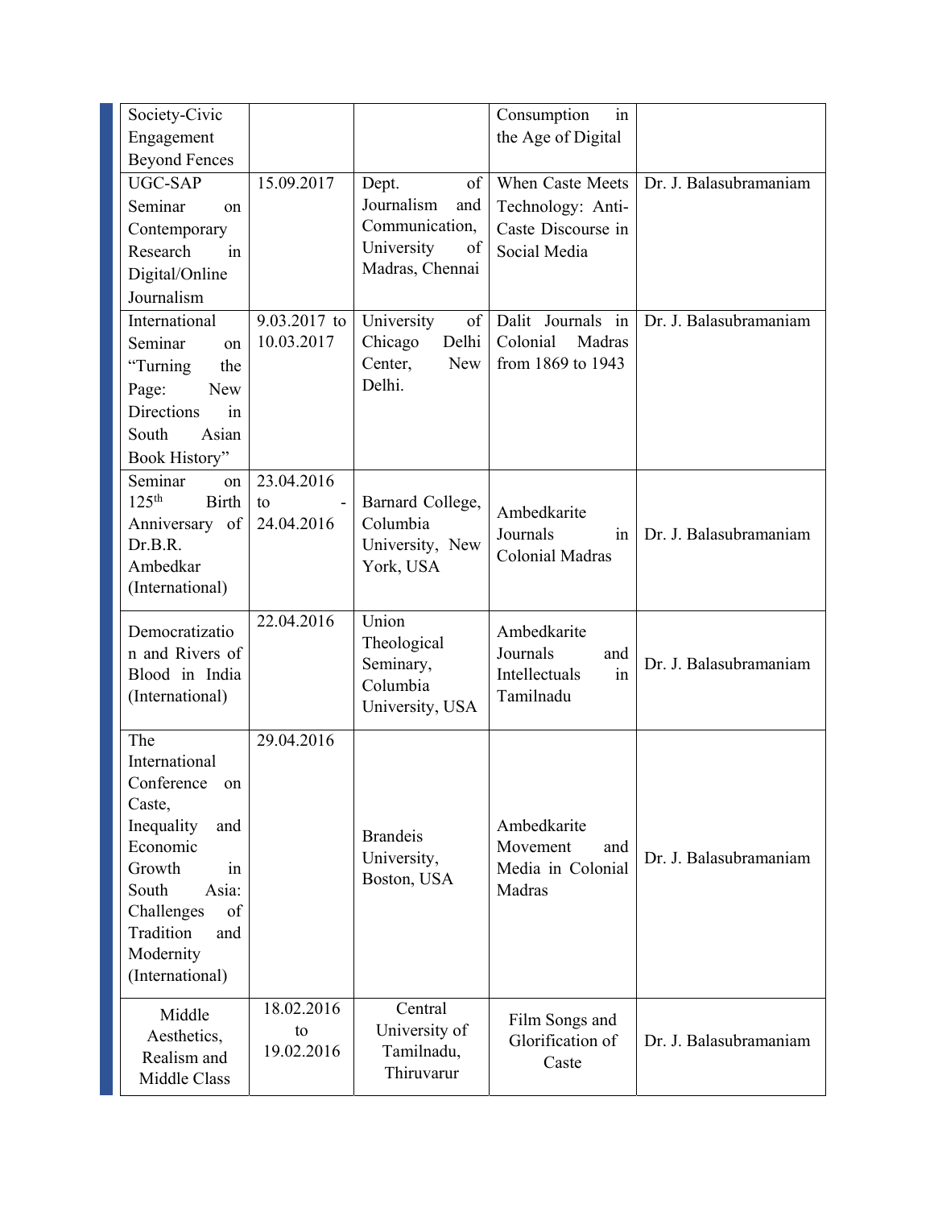| | | | | |
|---|---|---|---|---|
| Society-Civic Engagement Beyond Fences | | | Consumption in the Age of Digital | |
| UGC-SAP Seminar on Contemporary Research in Digital/Online Journalism | 15.09.2017 | Dept. of Journalism and Communication, University of Madras, Chennai | When Caste Meets Technology: Anti-Caste Discourse in Social Media | Dr. J. Balasubramaniam |
| International Seminar on "Turning the Page: New Directions in South Asian Book History" | 9.03.2017 to 10.03.2017 | University of Chicago Delhi Center, New Delhi. | Dalit Journals in Colonial Madras from 1869 to 1943 | Dr. J. Balasubramaniam |
| Seminar on 125th Birth Anniversary of Dr.B.R. Ambedkar (International) | 23.04.2016 to - 24.04.2016 | Barnard College, Columbia University, New York, USA | Ambedkarite Journals in Colonial Madras | Dr. J. Balasubramaniam |
| Democratization and Rivers of Blood in India (International) | 22.04.2016 | Union Theological Seminary, Columbia University, USA | Ambedkarite Journals and Intellectuals in Tamilnadu | Dr. J. Balasubramaniam |
| The International Conference on Caste, Inequality and Economic Growth in South Asia: Challenges of Tradition and Modernity (International) | 29.04.2016 | Brandeis University, Boston, USA | Ambedkarite Movement and Media in Colonial Madras | Dr. J. Balasubramaniam |
| Middle Aesthetics, Realism and Middle Class | 18.02.2016 to 19.02.2016 | Central University of Tamilnadu, Thiruvarur | Film Songs and Glorification of Caste | Dr. J. Balasubramaniam |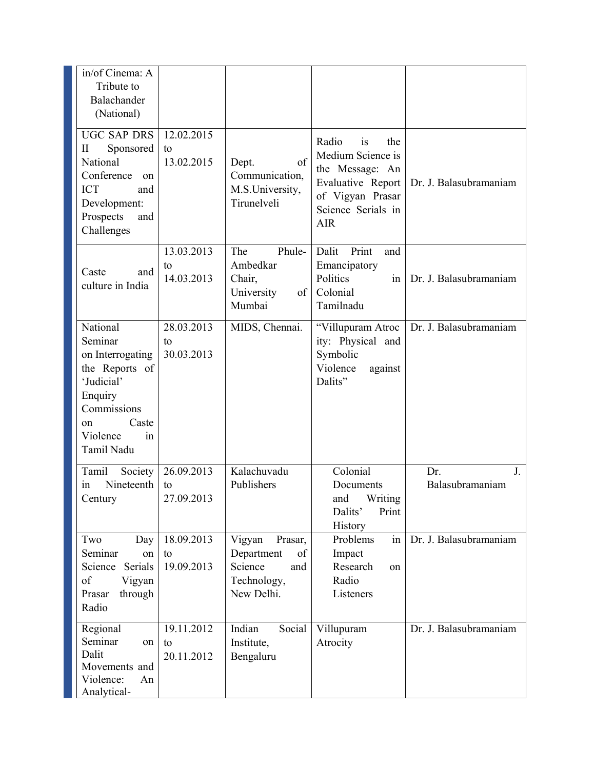| in/of Cinema: A Tribute to Balachander (National) | | | | |
|---|---|---|---|---|
| UGC SAP DRS II Sponsored National Conference on ICT and Development: Prospects and Challenges | 12.02.2015 to 13.02.2015 | Dept. of Communication, M.S.University, Tirunelveli | Radio is the Medium Science is the Message: An Evaluative Report of Vigyan Prasar Science Serials in AIR | Dr. J. Balasubramaniam |
| Caste and culture in India | 13.03.2013 to 14.03.2013 | The Phule-Ambedkar Chair, University of Mumbai | Dalit Print and Emancipatory Politics in Colonial Tamilnadu | Dr. J. Balasubramaniam |
| National Seminar on Interrogating the Reports of 'Judicial' Enquiry Commissions on Caste Violence in Tamil Nadu | 28.03.2013 to 30.03.2013 | MIDS, Chennai. | "Villupuram Atroc ity: Physical and Symbolic Violence against Dalits" | Dr. J. Balasubramaniam |
| Tamil Society in Nineteenth Century | 26.09.2013 to 27.09.2013 | Kalachuvadu Publishers | Colonial Documents and Writing Dalits' Print History | Dr. J. Balasubramaniam |
| Two Day Seminar on Science Serials of Vigyan Prasar through Radio | 18.09.2013 to 19.09.2013 | Vigyan Prasar, Department of Science and Technology, New Delhi. | Problems in Impact Research on Radio Listeners | Dr. J. Balasubramaniam |
| Regional Seminar on Dalit Movements and Violence: An Analytical- | 19.11.2012 to 20.11.2012 | Indian Social Institute, Bengaluru | Villupuram Atrocity | Dr. J. Balasubramaniam |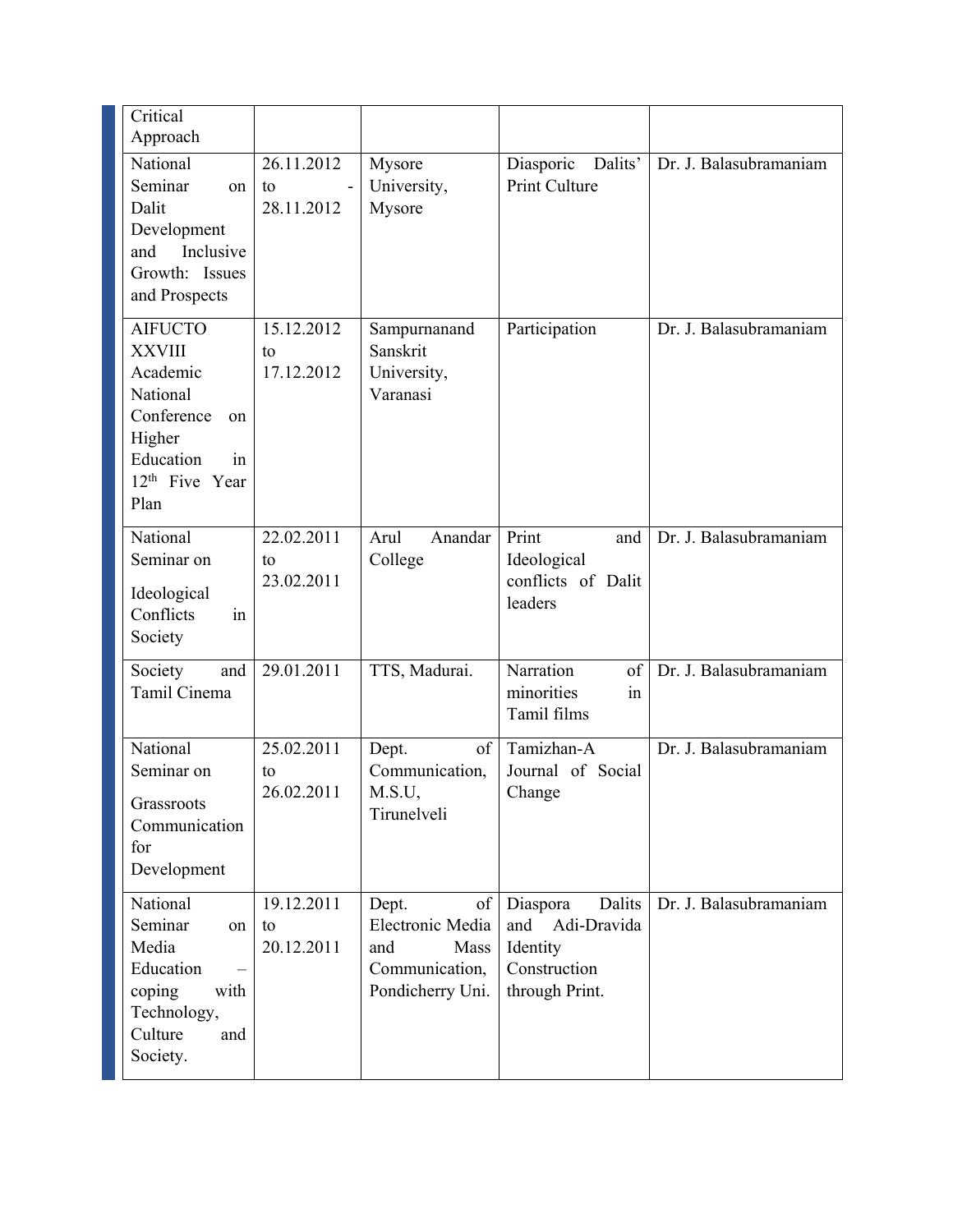| | | | | |
|---|---|---|---|---|
| Critical Approach | | | | |
| National Seminar on Dalit Development and Inclusive Growth: Issues and Prospects | 26.11.2012 to - 28.11.2012 | Mysore University, Mysore | Diasporic Dalits' Print Culture | Dr. J. Balasubramaniam |
| AIFUCTO XXVIII Academic National Conference on Higher Education in 12th Five Year Plan | 15.12.2012 to 17.12.2012 | Sampurnanand Sanskrit University, Varanasi | Participation | Dr. J. Balasubramaniam |
| National Seminar on Ideological Conflicts in Society | 22.02.2011 to 23.02.2011 | Arul Anandar College | Print and Ideological conflicts of Dalit leaders | Dr. J. Balasubramaniam |
| Society and Tamil Cinema | 29.01.2011 | TTS, Madurai. | Narration of minorities in Tamil films | Dr. J. Balasubramaniam |
| National Seminar on Grassroots Communication for Development | 25.02.2011 to 26.02.2011 | Dept. of Communication, M.S.U, Tirunelveli | Tamizhan-A Journal of Social Change | Dr. J. Balasubramaniam |
| National Seminar on Media Education – coping with Technology, Culture and Society. | 19.12.2011 to 20.12.2011 | Dept. of Electronic Media and Mass Communication, Pondicherry Uni. | Diaspora Dalits and Adi-Dravida Identity Construction through Print. | Dr. J. Balasubramaniam |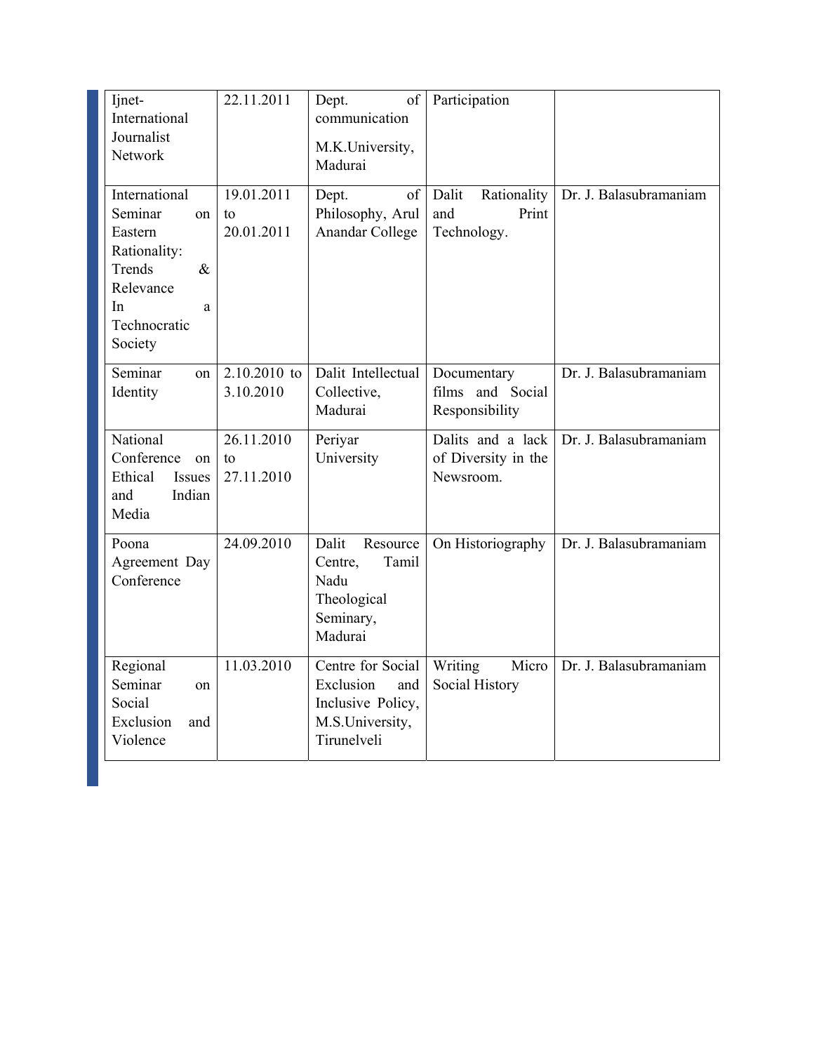| Ijnet- International Journalist Network | 22.11.2011 | Dept. of communication M.K.University, Madurai | Participation | |
|---|---|---|---|---|
| International Seminar on Eastern Rationality: Trends & Relevance In a Technocratic Society | 19.01.2011 to 20.01.2011 | Dept. of Philosophy, Arul Anandar College | Dalit Rationality and Print Technology. | Dr. J. Balasubramaniam |
| Seminar on Identity | 2.10.2010 to 3.10.2010 | Dalit Intellectual Collective, Madurai | Documentary films and Social Responsibility | Dr. J. Balasubramaniam |
| National Conference on Ethical Issues and Indian Media | 26.11.2010 to 27.11.2010 | Periyar University | Dalits and a lack of Diversity in the Newsroom. | Dr. J. Balasubramaniam |
| Poona Agreement Day Conference | 24.09.2010 | Dalit Resource Centre, Tamil Nadu Theological Seminary, Madurai | On Historiography | Dr. J. Balasubramaniam |
| Regional Seminar on Social Exclusion and Violence | 11.03.2010 | Centre for Social Exclusion and Inclusive Policy, M.S.University, Tirunelveli | Writing Micro Social History | Dr. J. Balasubramaniam |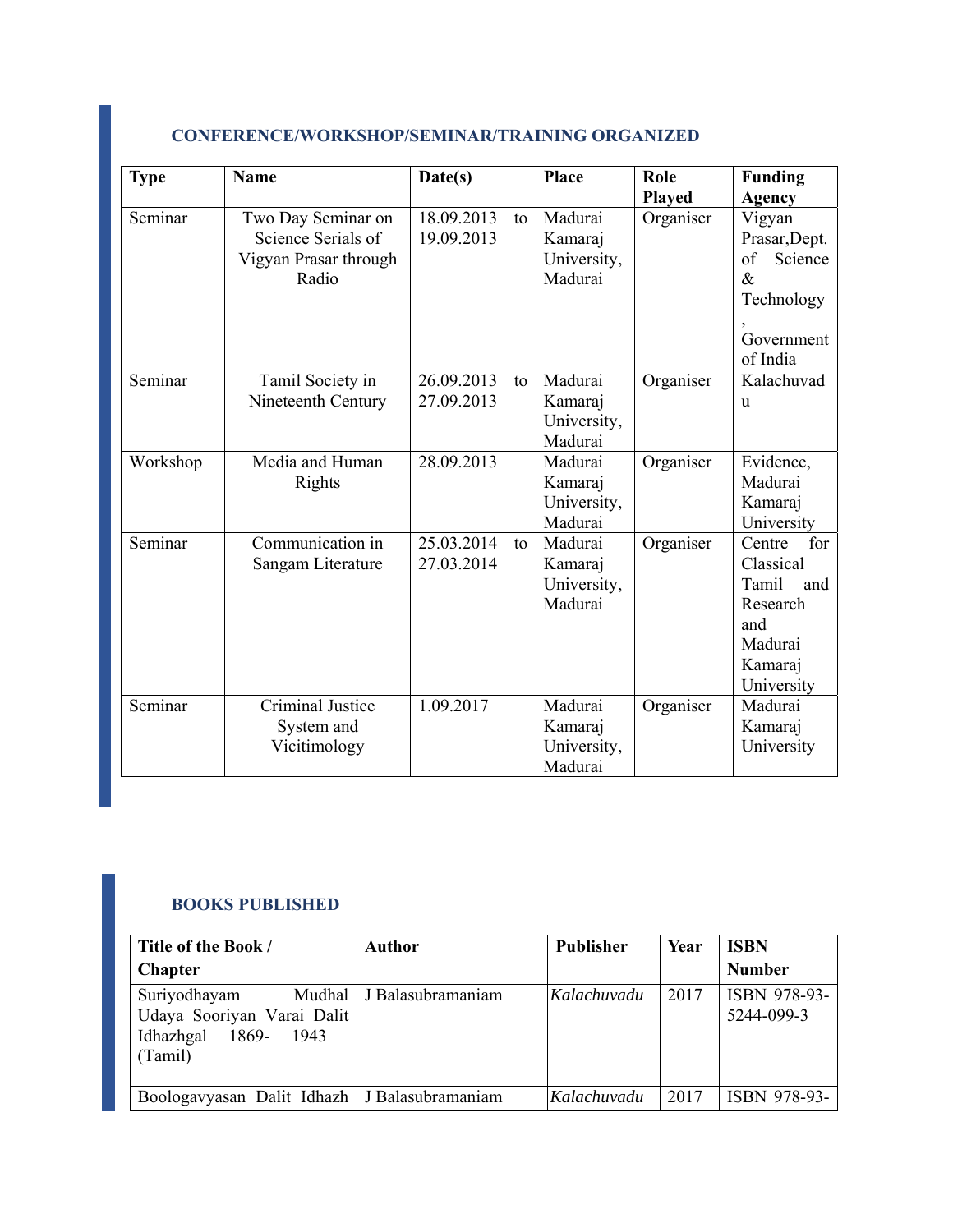## CONFERENCE/WORKSHOP/SEMINAR/TRAINING ORGANIZED

| Type | Name | Date(s) | Place | Role Played | Funding Agency |
|---|---|---|---|---|---|
| Seminar | Two Day Seminar on Science Serials of Vigyan Prasar through Radio | 18.09.2013 to 19.09.2013 | Madurai Kamaraj University, Madurai | Organiser | Vigyan Prasar,Dept. of Science & Technology, Government of India |
| Seminar | Tamil Society in Nineteenth Century | 26.09.2013 to 27.09.2013 | Madurai Kamaraj University, Madurai | Organiser | Kalachuvadu |
| Workshop | Media and Human Rights | 28.09.2013 | Madurai Kamaraj University, Madurai | Organiser | Evidence, Madurai Kamaraj University |
| Seminar | Communication in Sangam Literature | 25.03.2014 to 27.03.2014 | Madurai Kamaraj University, Madurai | Organiser | Centre for Classical Tamil and Research and Madurai Kamaraj University |
| Seminar | Criminal Justice System and Vicitimology | 1.09.2017 | Madurai Kamaraj University, Madurai | Organiser | Madurai Kamaraj University |

## BOOKS PUBLISHED

| Title of the Book / Chapter | Author | Publisher | Year | ISBN Number |
|---|---|---|---|---|
| Suriyodhayam Mudhal Udaya Sooriyan Varai Dalit Idhazhgal 1869- 1943 (Tamil) | J Balasubramaniam | *Kalachuvadu* | 2017 | ISBN 978-93-5244-099-3 |
| Boologavyasan Dalit Idhazh | J Balasubramaniam | *Kalachuvadu* | 2017 | ISBN 978-93- |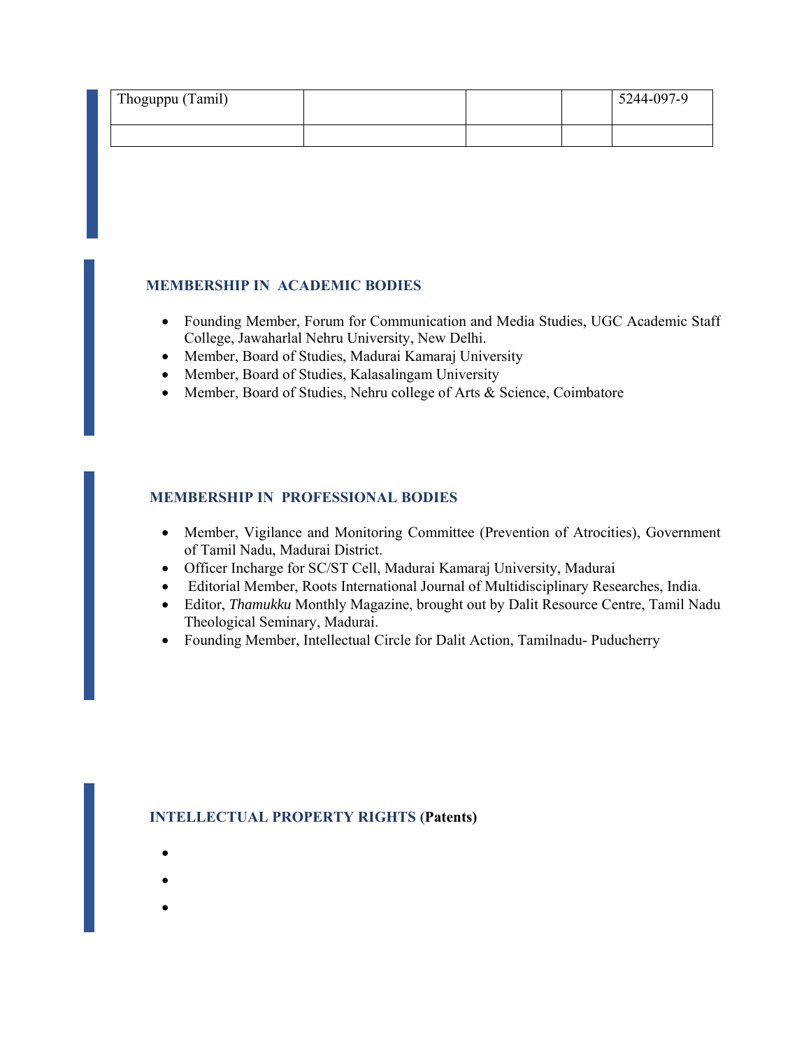| | | | | |
|---|---|---|---|---|
| Thoguppu (Tamil) | | | | 5244-097-9 |
| | | | | |

## MEMBERSHIP IN ACADEMIC BODIES

- Founding Member, Forum for Communication and Media Studies, UGC Academic Staff College, Jawaharlal Nehru University, New Delhi.
- Member, Board of Studies, Madurai Kamaraj University
- Member, Board of Studies, Kalasalingam University
- Member, Board of Studies, Nehru college of Arts & Science, Coimbatore

## MEMBERSHIP IN PROFESSIONAL BODIES

- Member, Vigilance and Monitoring Committee (Prevention of Atrocities), Government of Tamil Nadu, Madurai District.
- Officer Incharge for SC/ST Cell, Madurai Kamaraj University, Madurai
- Editorial Member, Roots International Journal of Multidisciplinary Researches, India.
- Editor, *Thamukku* Monthly Magazine, brought out by Dalit Resource Centre, Tamil Nadu Theological Seminary, Madurai.
- Founding Member, Intellectual Circle for Dalit Action, Tamilnadu- Puducherry

## INTELLECTUAL PROPERTY RIGHTS (Patents)

- 
- 
-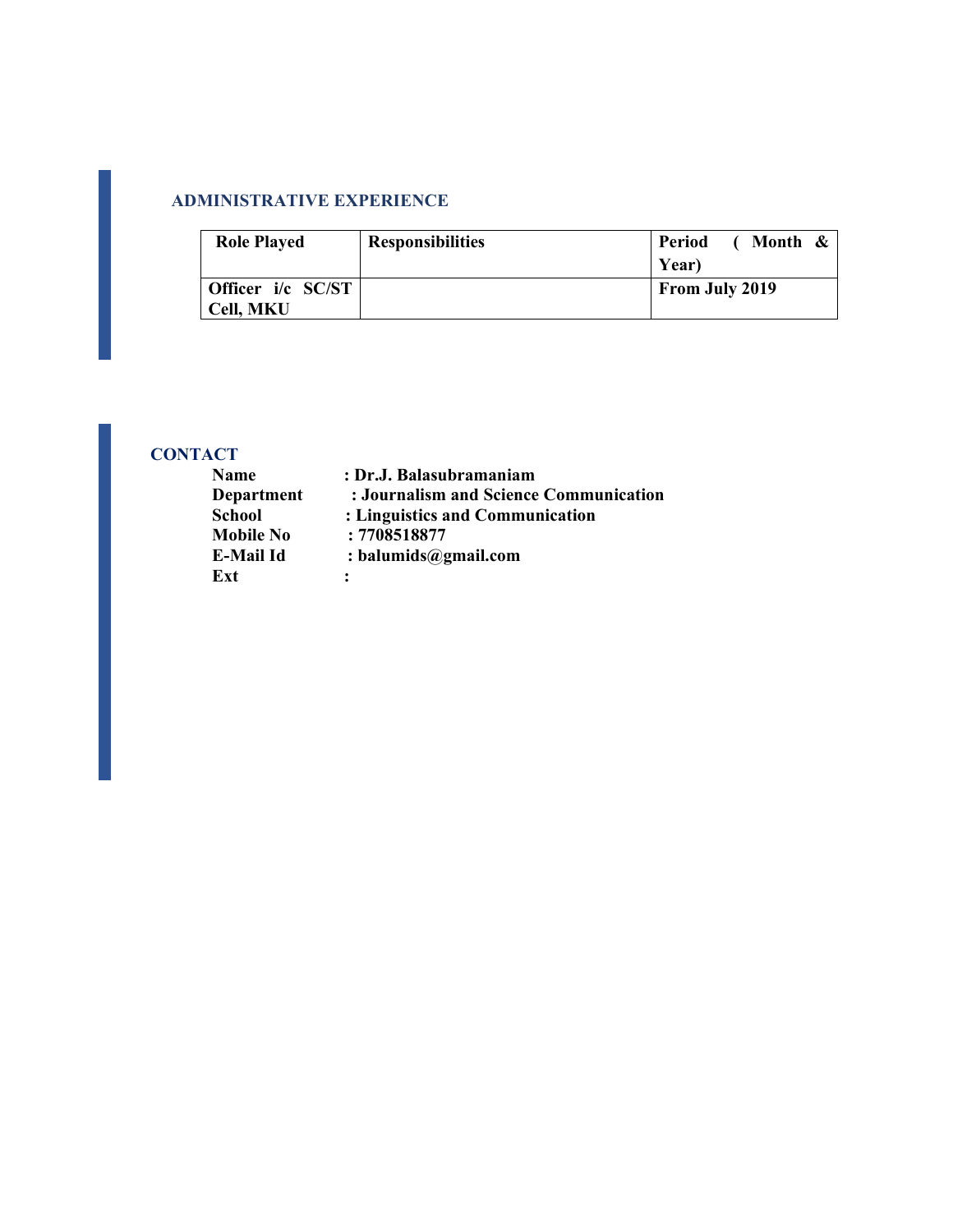## ADMINISTRATIVE EXPERIENCE

| Role Played | Responsibilities | Period ( Month & Year) |
|---|---|---|
| **Officer i/c SC/ST Cell, MKU** | | **From July 2019** |

## CONTACT

**Name** : **Dr.J. Balasubramaniam**
**Department** : **Journalism and Science Communication**
**School** : **Linguistics and Communication**
**Mobile No** : **7708518877**
**E-Mail Id** : **balumids@gmail.com**
**Ext** :